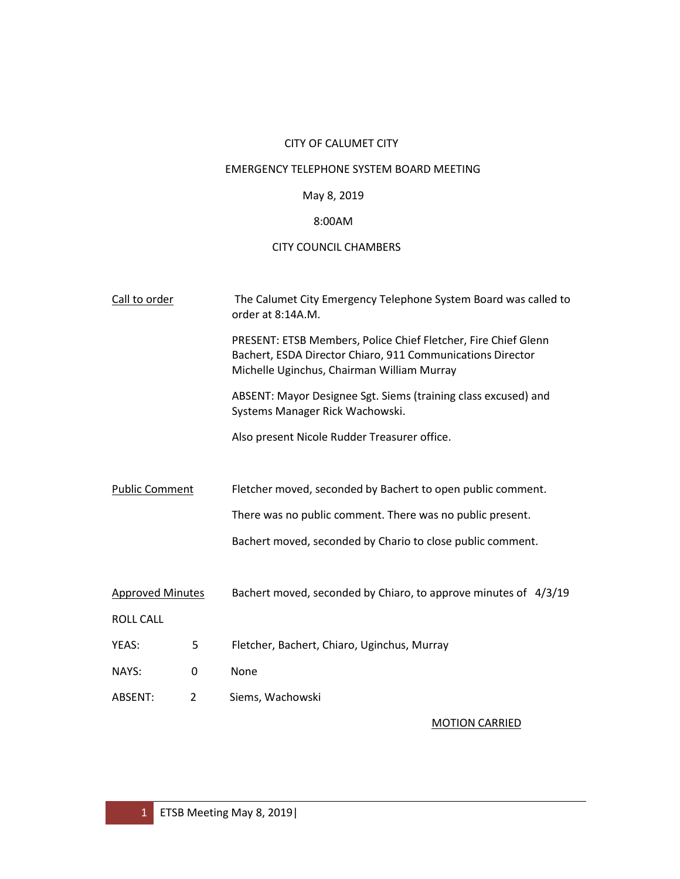CITY OF CALUMET CITY

EMERGENCY TELEPHONE SYSTEM BOARD MEETING

May 8, 2019

8:00AM

CITY COUNCIL CHAMBERS

Call to order

The Calumet City Emergency Telephone System Board was called to order at 8:14A.M.

PRESENT: ETSB Members, Police Chief Fletcher, Fire Chief Glenn Bachert, ESDA Director Chiaro, 911 Communications Director Michelle Uginchus, Chairman William Murray

ABSENT: Mayor Designee Sgt. Siems (training class excused) and Systems Manager Rick Wachowski.

Also present Nicole Rudder Treasurer office.

Public Comment

Fletcher moved, seconded by Bachert to open public comment.

There was no public comment. There was no public present.

Bachert moved, seconded by Chario to close public comment.

Approved Minutes

Bachert moved, seconded by Chiaro, to approve minutes of 4/3/19

ROLL CALL

| | | |
|---|---|---|
| YEAS: | 5 | Fletcher, Bachert, Chiaro, Uginchus, Murray |
| NAYS: | 0 | None |
| ABSENT: | 2 | Siems, Wachowski |

MOTION CARRIED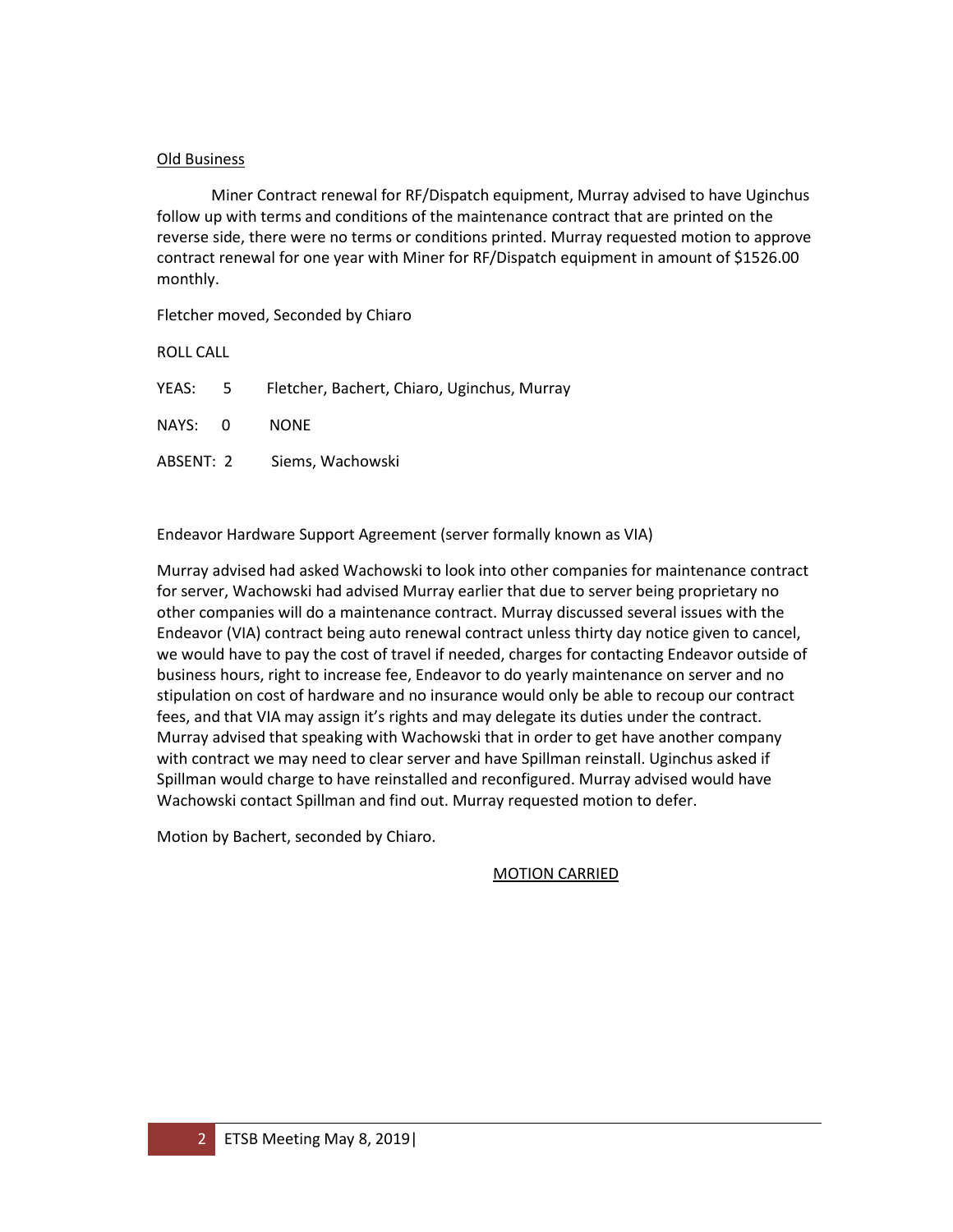## Old Business

Miner Contract renewal for RF/Dispatch equipment, Murray advised to have Uginchus follow up with terms and conditions of the maintenance contract that are printed on the reverse side, there were no terms or conditions printed. Murray requested motion to approve contract renewal for one year with Miner for RF/Dispatch equipment in amount of $1526.00 monthly.

Fletcher moved, Seconded by Chiaro

ROLL CALL

YEAS: 5 Fletcher, Bachert, Chiaro, Uginchus, Murray

NAYS: 0 NONE

ABSENT: 2 Siems, Wachowski

Endeavor Hardware Support Agreement (server formally known as VIA)

Murray advised had asked Wachowski to look into other companies for maintenance contract for server, Wachowski had advised Murray earlier that due to server being proprietary no other companies will do a maintenance contract. Murray discussed several issues with the Endeavor (VIA) contract being auto renewal contract unless thirty day notice given to cancel, we would have to pay the cost of travel if needed, charges for contacting Endeavor outside of business hours, right to increase fee, Endeavor to do yearly maintenance on server and no stipulation on cost of hardware and no insurance would only be able to recoup our contract fees, and that VIA may assign it's rights and may delegate its duties under the contract. Murray advised that speaking with Wachowski that in order to get have another company with contract we may need to clear server and have Spillman reinstall. Uginchus asked if Spillman would charge to have reinstalled and reconfigured. Murray advised would have Wachowski contact Spillman and find out. Murray requested motion to defer.

Motion by Bachert, seconded by Chiaro.

MOTION CARRIED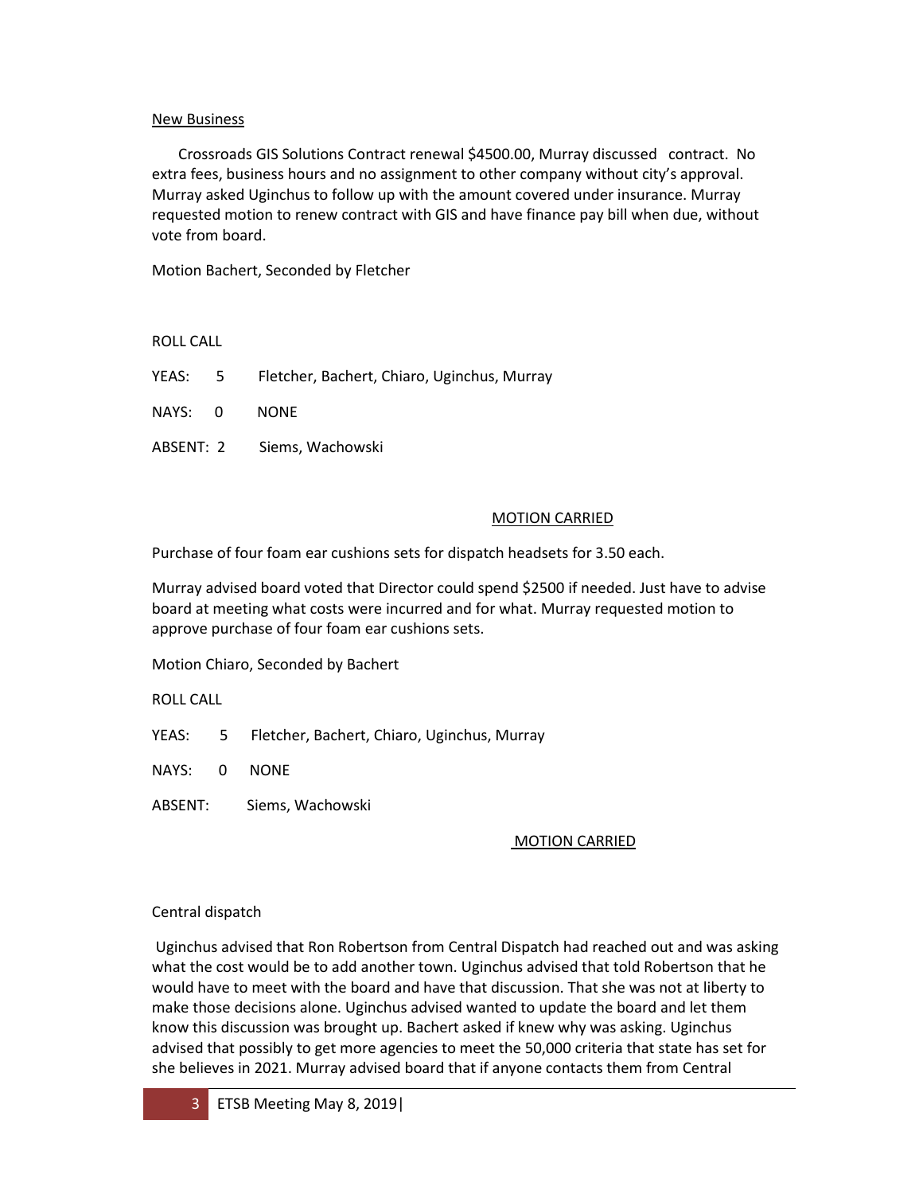## New Business

Crossroads GIS Solutions Contract renewal $4500.00, Murray discussed contract. No extra fees, business hours and no assignment to other company without city's approval. Murray asked Uginchus to follow up with the amount covered under insurance. Murray requested motion to renew contract with GIS and have finance pay bill when due, without vote from board.

Motion Bachert, Seconded by Fletcher

ROLL CALL

YEAS: 5 Fletcher, Bachert, Chiaro, Uginchus, Murray

NAYS: 0 NONE

ABSENT: 2 Siems, Wachowski

MOTION CARRIED

Purchase of four foam ear cushions sets for dispatch headsets for 3.50 each.

Murray advised board voted that Director could spend $2500 if needed. Just have to advise board at meeting what costs were incurred and for what. Murray requested motion to approve purchase of four foam ear cushions sets.

Motion Chiaro, Seconded by Bachert

ROLL CALL

YEAS: 5 Fletcher, Bachert, Chiaro, Uginchus, Murray

NAYS: 0 NONE

ABSENT: Siems, Wachowski

MOTION CARRIED

Central dispatch

Uginchus advised that Ron Robertson from Central Dispatch had reached out and was asking what the cost would be to add another town. Uginchus advised that told Robertson that he would have to meet with the board and have that discussion. That she was not at liberty to make those decisions alone. Uginchus advised wanted to update the board and let them know this discussion was brought up. Bachert asked if knew why was asking. Uginchus advised that possibly to get more agencies to meet the 50,000 criteria that state has set for she believes in 2021. Murray advised board that if anyone contacts them from Central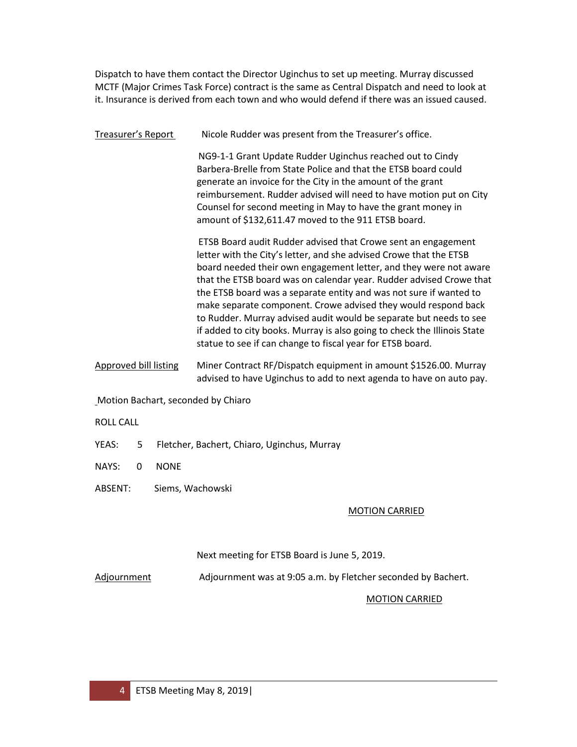Dispatch to have them contact the Director Uginchus to set up meeting. Murray discussed MCTF (Major Crimes Task Force) contract is the same as Central Dispatch and need to look at it. Insurance is derived from each town and who would defend if there was an issued caused.

Treasurer's Report

Nicole Rudder was present from the Treasurer's office.

NG9-1-1 Grant Update Rudder Uginchus reached out to Cindy Barbera-Brelle from State Police and that the ETSB board could generate an invoice for the City in the amount of the grant reimbursement. Rudder advised will need to have motion put on City Counsel for second meeting in May to have the grant money in amount of $132,611.47 moved to the 911 ETSB board.

ETSB Board audit Rudder advised that Crowe sent an engagement letter with the City's letter, and she advised Crowe that the ETSB board needed their own engagement letter, and they were not aware that the ETSB board was on calendar year. Rudder advised Crowe that the ETSB board was a separate entity and was not sure if wanted to make separate component. Crowe advised they would respond back to Rudder. Murray advised audit would be separate but needs to see if added to city books. Murray is also going to check the Illinois State statue to see if can change to fiscal year for ETSB board.

Approved bill listing

Miner Contract RF/Dispatch equipment in amount $1526.00. Murray advised to have Uginchus to add to next agenda to have on auto pay.

Motion Bachart, seconded by Chiaro

ROLL CALL

YEAS: 5 Fletcher, Bachert, Chiaro, Uginchus, Murray

NAYS: 0 NONE

ABSENT: Siems, Wachowski

MOTION CARRIED

Next meeting for ETSB Board is June 5, 2019.

Adjournment

Adjournment was at 9:05 a.m. by Fletcher seconded by Bachert.

MOTION CARRIED